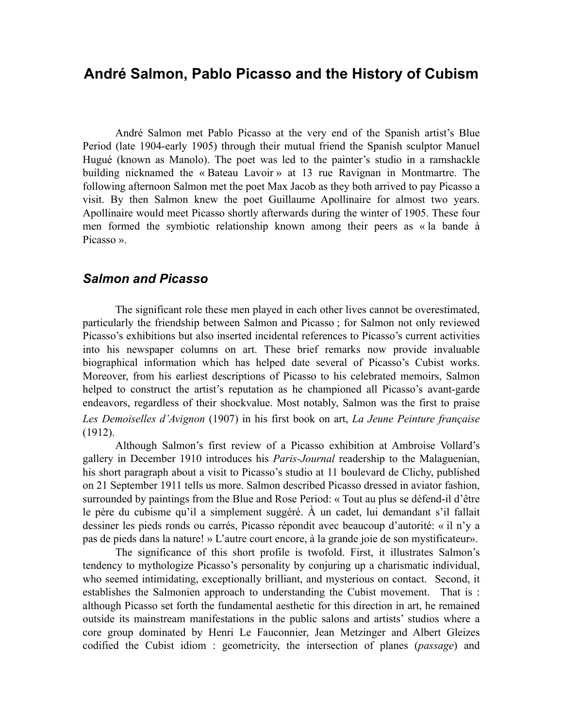# André Salmon, Pablo Picasso and the History of Cubism

André Salmon met Pablo Picasso at the very end of the Spanish artist's Blue Period (late 1904-early 1905) through their mutual friend the Spanish sculptor Manuel Hugué (known as Manolo). The poet was led to the painter's studio in a ramshackle building nicknamed the « Bateau Lavoir » at 13 rue Ravignan in Montmartre. The following afternoon Salmon met the poet Max Jacob as they both arrived to pay Picasso a visit. By then Salmon knew the poet Guillaume Apollinaire for almost two years. Apollinaire would meet Picasso shortly afterwards during the winter of 1905. These four men formed the symbiotic relationship known among their peers as « la bande à Picasso ».

## *Salmon and Picasso*

The significant role these men played in each other lives cannot be overestimated, particularly the friendship between Salmon and Picasso ; for Salmon not only reviewed Picasso's exhibitions but also inserted incidental references to Picasso's current activities into his newspaper columns on art. These brief remarks now provide invaluable biographical information which has helped date several of Picasso's Cubist works. Moreover, from his earliest descriptions of Picasso to his celebrated memoirs, Salmon helped to construct the artist's reputation as he championed all Picasso's avant-garde endeavors, regardless of their shockvalue. Most notably, Salmon was the first to praise *Les Demoiselles d'Avignon* (1907) in his first book on art, *La Jeune Peinture française* (1912).

Although Salmon's first review of a Picasso exhibition at Ambroise Vollard's gallery in December 1910 introduces his *Paris-Journal* readership to the Malaguenian, his short paragraph about a visit to Picasso's studio at 11 boulevard de Clichy, published on 21 September 1911 tells us more. Salmon described Picasso dressed in aviator fashion, surrounded by paintings from the Blue and Rose Period: « Tout au plus se défend-il d'être le père du cubisme qu'il a simplement suggéré. À un cadet, lui demandant s'il fallait dessiner les pieds ronds ou carrés, Picasso répondit avec beaucoup d'autorité: « il n'y a pas de pieds dans la nature! » L'autre court encore, à la grande joie de son mystificateur».

The significance of this short profile is twofold. First, it illustrates Salmon's tendency to mythologize Picasso's personality by conjuring up a charismatic individual, who seemed intimidating, exceptionally brilliant, and mysterious on contact. Second, it establishes the Salmonien approach to understanding the Cubist movement. That is : although Picasso set forth the fundamental aesthetic for this direction in art, he remained outside its mainstream manifestations in the public salons and artists' studios where a core group dominated by Henri Le Fauconnier, Jean Metzinger and Albert Gleizes codified the Cubist idiom : geometricity, the intersection of planes (*passage*) and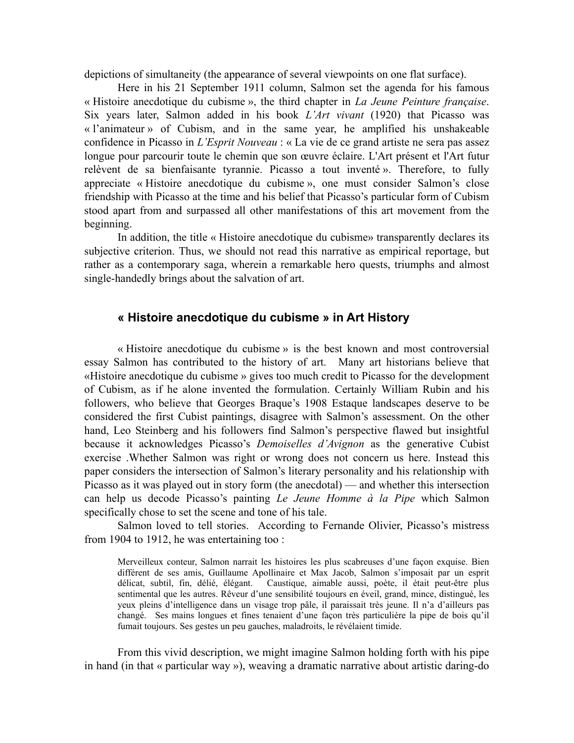depictions of simultaneity (the appearance of several viewpoints on one flat surface).

Here in his 21 September 1911 column, Salmon set the agenda for his famous « Histoire anecdotique du cubisme », the third chapter in *La Jeune Peinture française*. Six years later, Salmon added in his book *L'Art vivant* (1920) that Picasso was « l'animateur » of Cubism, and in the same year, he amplified his unshakeable confidence in Picasso in *L'Esprit Nouveau* : « La vie de ce grand artiste ne sera pas assez longue pour parcourir toute le chemin que son œuvre éclaire. L'Art présent et l'Art futur relèvent de sa bienfaisante tyrannie. Picasso a tout inventé ». Therefore, to fully appreciate « Histoire anecdotique du cubisme », one must consider Salmon's close friendship with Picasso at the time and his belief that Picasso's particular form of Cubism stood apart from and surpassed all other manifestations of this art movement from the beginning.

In addition, the title « Histoire anecdotique du cubisme» transparently declares its subjective criterion. Thus, we should not read this narrative as empirical reportage, but rather as a contemporary saga, wherein a remarkable hero quests, triumphs and almost single-handedly brings about the salvation of art.

## « Histoire anecdotique du cubisme » in Art History

« Histoire anecdotique du cubisme » is the best known and most controversial essay Salmon has contributed to the history of art. Many art historians believe that «Histoire anecdotique du cubisme » gives too much credit to Picasso for the development of Cubism, as if he alone invented the formulation. Certainly William Rubin and his followers, who believe that Georges Braque's 1908 Estaque landscapes deserve to be considered the first Cubist paintings, disagree with Salmon's assessment. On the other hand, Leo Steinberg and his followers find Salmon's perspective flawed but insightful because it acknowledges Picasso's *Demoiselles d'Avignon* as the generative Cubist exercise .Whether Salmon was right or wrong does not concern us here. Instead this paper considers the intersection of Salmon's literary personality and his relationship with Picasso as it was played out in story form (the anecdotal) — and whether this intersection can help us decode Picasso's painting *Le Jeune Homme à la Pipe* which Salmon specifically chose to set the scene and tone of his tale.

Salmon loved to tell stories. According to Fernande Olivier, Picasso's mistress from 1904 to 1912, he was entertaining too :

> Merveilleux conteur, Salmon narrait les histoires les plus scabreuses d'une façon exquise. Bien différent de ses amis, Guillaume Apollinaire et Max Jacob, Salmon s'imposait par un esprit délicat, subtil, fin, délié, élégant. Caustique, aimable aussi, poète, il était peut-être plus sentimental que les autres. Rêveur d'une sensibilité toujours en éveil, grand, mince, distingué, les yeux pleins d'intelligence dans un visage trop pâle, il paraissait très jeune. Il n'a d'ailleurs pas changé. Ses mains longues et fines tenaient d'une façon très particulière la pipe de bois qu'il fumait toujours. Ses gestes un peu gauches, maladroits, le révélaient timide.

From this vivid description, we might imagine Salmon holding forth with his pipe in hand (in that « particular way »), weaving a dramatic narrative about artistic daring-do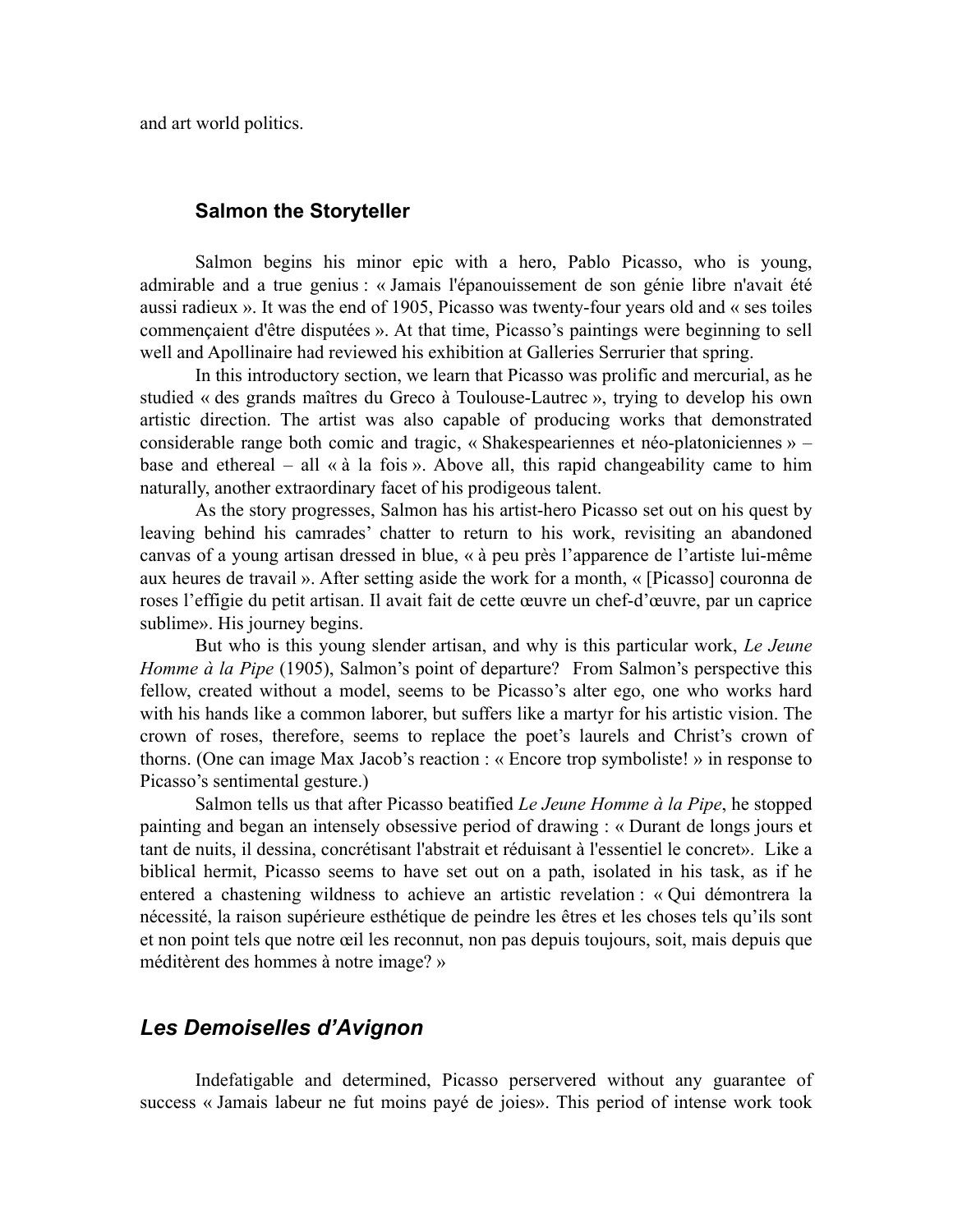and art world politics.

### Salmon the Storyteller

Salmon begins his minor epic with a hero, Pablo Picasso, who is young, admirable and a true genius : « Jamais l'épanouissement de son génie libre n'avait été aussi radieux ». It was the end of 1905, Picasso was twenty-four years old and « ses toiles commençaient d'être disputées ». At that time, Picasso's paintings were beginning to sell well and Apollinaire had reviewed his exhibition at Galleries Serrurier that spring.

In this introductory section, we learn that Picasso was prolific and mercurial, as he studied « des grands maîtres du Greco à Toulouse-Lautrec », trying to develop his own artistic direction. The artist was also capable of producing works that demonstrated considerable range both comic and tragic, « Shakespeariennes et néo-platoniciennes » – base and ethereal – all « à la fois ». Above all, this rapid changeability came to him naturally, another extraordinary facet of his prodigeous talent.

As the story progresses, Salmon has his artist-hero Picasso set out on his quest by leaving behind his camrades' chatter to return to his work, revisiting an abandoned canvas of a young artisan dressed in blue, « à peu près l'apparence de l'artiste lui-même aux heures de travail ». After setting aside the work for a month, « [Picasso] couronna de roses l'effigie du petit artisan. Il avait fait de cette œuvre un chef-d'œuvre, par un caprice sublime». His journey begins.

But who is this young slender artisan, and why is this particular work, *Le Jeune Homme à la Pipe* (1905), Salmon's point of departure? From Salmon's perspective this fellow, created without a model, seems to be Picasso's alter ego, one who works hard with his hands like a common laborer, but suffers like a martyr for his artistic vision. The crown of roses, therefore, seems to replace the poet's laurels and Christ's crown of thorns. (One can image Max Jacob's reaction : « Encore trop symboliste! » in response to Picasso's sentimental gesture.)

Salmon tells us that after Picasso beatified *Le Jeune Homme à la Pipe*, he stopped painting and began an intensely obsessive period of drawing : « Durant de longs jours et tant de nuits, il dessina, concrétisant l'abstrait et réduisant à l'essentiel le concret». Like a biblical hermit, Picasso seems to have set out on a path, isolated in his task, as if he entered a chastening wildness to achieve an artistic revelation : « Qui démontrera la nécessité, la raison supérieure esthétique de peindre les êtres et les choses tels qu'ils sont et non point tels que notre œil les reconnut, non pas depuis toujours, soit, mais depuis que méditèrent des hommes à notre image? »

## *Les Demoiselles d'Avignon*

Indefatigable and determined, Picasso perservered without any guarantee of success « Jamais labeur ne fut moins payé de joies». This period of intense work took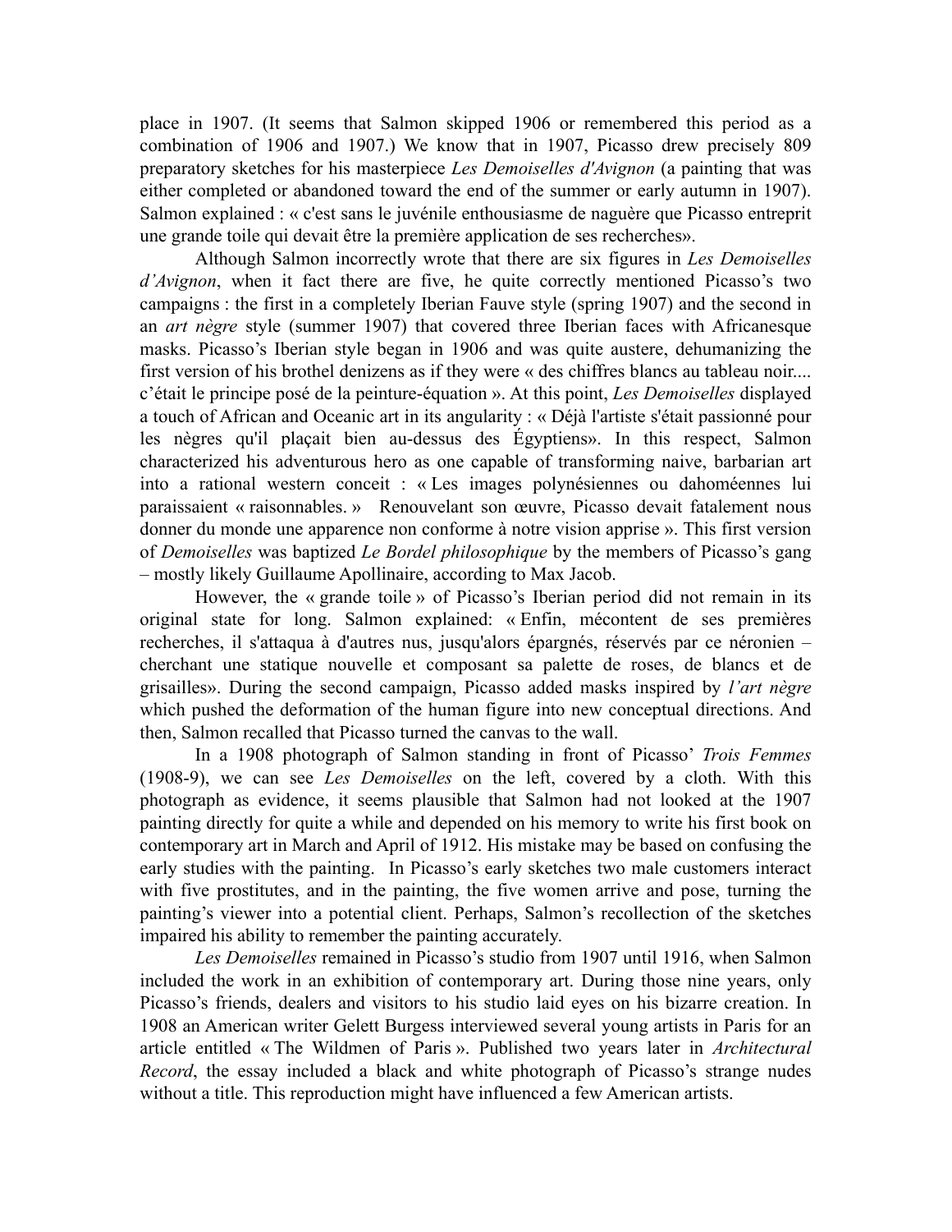place in 1907. (It seems that Salmon skipped 1906 or remembered this period as a combination of 1906 and 1907.) We know that in 1907, Picasso drew precisely 809 preparatory sketches for his masterpiece *Les Demoiselles d'Avignon* (a painting that was either completed or abandoned toward the end of the summer or early autumn in 1907). Salmon explained : « c'est sans le juvénile enthousiasme de naguère que Picasso entreprit une grande toile qui devait être la première application de ses recherches».

Although Salmon incorrectly wrote that there are six figures in *Les Demoiselles d'Avignon*, when it fact there are five, he quite correctly mentioned Picasso's two campaigns : the first in a completely Iberian Fauve style (spring 1907) and the second in an *art nègre* style (summer 1907) that covered three Iberian faces with Africanesque masks. Picasso's Iberian style began in 1906 and was quite austere, dehumanizing the first version of his brothel denizens as if they were « des chiffres blancs au tableau noir.... c'était le principe posé de la peinture-équation ». At this point, *Les Demoiselles* displayed a touch of African and Oceanic art in its angularity : « Déjà l'artiste s'était passionné pour les nègres qu'il plaçait bien au-dessus des Égyptiens». In this respect, Salmon characterized his adventurous hero as one capable of transforming naive, barbarian art into a rational western conceit : « Les images polynésiennes ou dahoméennes lui paraissaient « raisonnables. » Renouvelant son œuvre, Picasso devait fatalement nous donner du monde une apparence non conforme à notre vision apprise ». This first version of *Demoiselles* was baptized *Le Bordel philosophique* by the members of Picasso's gang – mostly likely Guillaume Apollinaire, according to Max Jacob.

However, the « grande toile » of Picasso's Iberian period did not remain in its original state for long. Salmon explained: « Enfin, mécontent de ses premières recherches, il s'attaqua à d'autres nus, jusqu'alors épargnés, réservés par ce néronien – cherchant une statique nouvelle et composant sa palette de roses, de blancs et de grisailles». During the second campaign, Picasso added masks inspired by *l'art nègre* which pushed the deformation of the human figure into new conceptual directions. And then, Salmon recalled that Picasso turned the canvas to the wall.

In a 1908 photograph of Salmon standing in front of Picasso' *Trois Femmes* (1908-9), we can see *Les Demoiselles* on the left, covered by a cloth. With this photograph as evidence, it seems plausible that Salmon had not looked at the 1907 painting directly for quite a while and depended on his memory to write his first book on contemporary art in March and April of 1912. His mistake may be based on confusing the early studies with the painting. In Picasso's early sketches two male customers interact with five prostitutes, and in the painting, the five women arrive and pose, turning the painting's viewer into a potential client. Perhaps, Salmon's recollection of the sketches impaired his ability to remember the painting accurately.

*Les Demoiselles* remained in Picasso's studio from 1907 until 1916, when Salmon included the work in an exhibition of contemporary art. During those nine years, only Picasso's friends, dealers and visitors to his studio laid eyes on his bizarre creation. In 1908 an American writer Gelett Burgess interviewed several young artists in Paris for an article entitled « The Wildmen of Paris ». Published two years later in *Architectural Record*, the essay included a black and white photograph of Picasso's strange nudes without a title. This reproduction might have influenced a few American artists.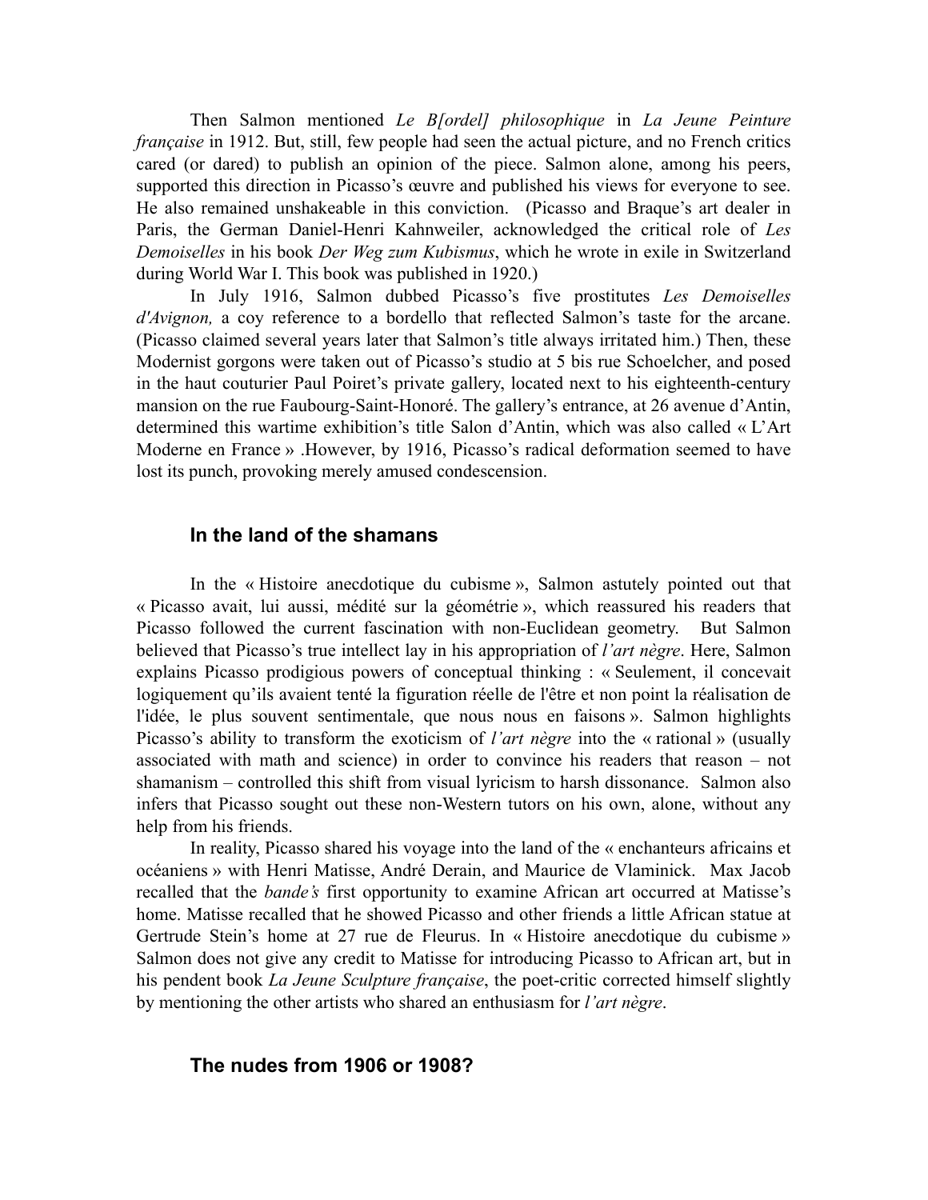Then Salmon mentioned *Le B[ordel] philosophique* in *La Jeune Peinture française* in 1912. But, still, few people had seen the actual picture, and no French critics cared (or dared) to publish an opinion of the piece. Salmon alone, among his peers, supported this direction in Picasso's œuvre and published his views for everyone to see. He also remained unshakeable in this conviction. (Picasso and Braque's art dealer in Paris, the German Daniel-Henri Kahnweiler, acknowledged the critical role of *Les Demoiselles* in his book *Der Weg zum Kubismus*, which he wrote in exile in Switzerland during World War I. This book was published in 1920.)

In July 1916, Salmon dubbed Picasso's five prostitutes *Les Demoiselles d'Avignon,* a coy reference to a bordello that reflected Salmon's taste for the arcane. (Picasso claimed several years later that Salmon's title always irritated him.) Then, these Modernist gorgons were taken out of Picasso's studio at 5 bis rue Schoelcher, and posed in the haut couturier Paul Poiret's private gallery, located next to his eighteenth-century mansion on the rue Faubourg-Saint-Honoré. The gallery's entrance, at 26 avenue d'Antin, determined this wartime exhibition's title Salon d'Antin, which was also called « L'Art Moderne en France » .However, by 1916, Picasso's radical deformation seemed to have lost its punch, provoking merely amused condescension.

## In the land of the shamans

In the « Histoire anecdotique du cubisme », Salmon astutely pointed out that « Picasso avait, lui aussi, médité sur la géométrie », which reassured his readers that Picasso followed the current fascination with non-Euclidean geometry. But Salmon believed that Picasso's true intellect lay in his appropriation of *l'art nègre*. Here, Salmon explains Picasso prodigious powers of conceptual thinking : « Seulement, il concevait logiquement qu'ils avaient tenté la figuration réelle de l'être et non point la réalisation de l'idée, le plus souvent sentimentale, que nous nous en faisons ». Salmon highlights Picasso's ability to transform the exoticism of *l'art nègre* into the « rational » (usually associated with math and science) in order to convince his readers that reason – not shamanism – controlled this shift from visual lyricism to harsh dissonance. Salmon also infers that Picasso sought out these non-Western tutors on his own, alone, without any help from his friends.

In reality, Picasso shared his voyage into the land of the « enchanteurs africains et océaniens » with Henri Matisse, André Derain, and Maurice de Vlaminick. Max Jacob recalled that the *bande's* first opportunity to examine African art occurred at Matisse's home. Matisse recalled that he showed Picasso and other friends a little African statue at Gertrude Stein's home at 27 rue de Fleurus. In « Histoire anecdotique du cubisme » Salmon does not give any credit to Matisse for introducing Picasso to African art, but in his pendent book *La Jeune Sculpture française*, the poet-critic corrected himself slightly by mentioning the other artists who shared an enthusiasm for *l'art nègre*.

## The nudes from 1906 or 1908?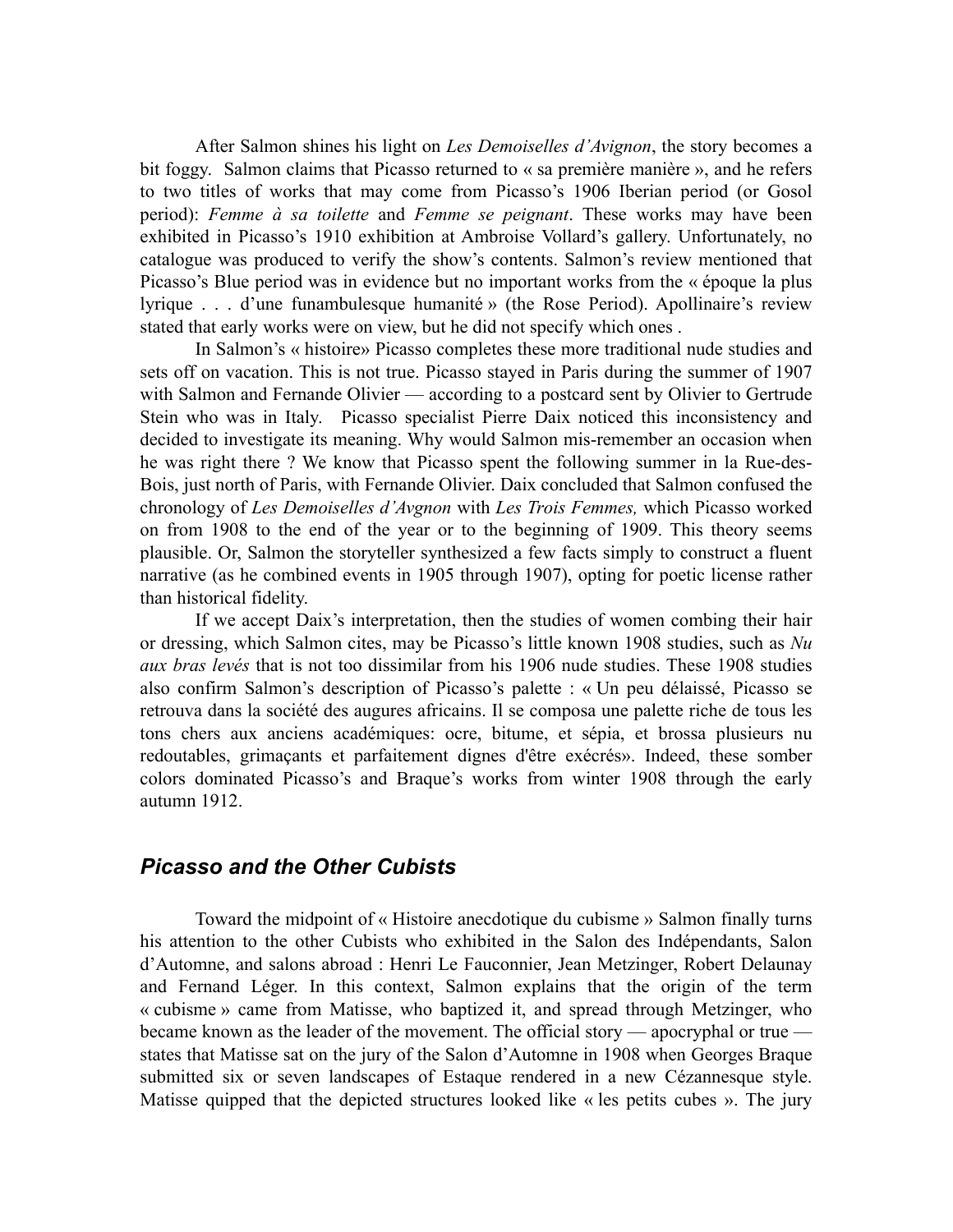After Salmon shines his light on *Les Demoiselles d'Avignon*, the story becomes a bit foggy. Salmon claims that Picasso returned to « sa première manière », and he refers to two titles of works that may come from Picasso's 1906 Iberian period (or Gosol period): *Femme à sa toilette* and *Femme se peignant*. These works may have been exhibited in Picasso's 1910 exhibition at Ambroise Vollard's gallery. Unfortunately, no catalogue was produced to verify the show's contents. Salmon's review mentioned that Picasso's Blue period was in evidence but no important works from the « époque la plus lyrique . . . d'une funambulesque humanité » (the Rose Period). Apollinaire's review stated that early works were on view, but he did not specify which ones .

In Salmon's « histoire» Picasso completes these more traditional nude studies and sets off on vacation. This is not true. Picasso stayed in Paris during the summer of 1907 with Salmon and Fernande Olivier — according to a postcard sent by Olivier to Gertrude Stein who was in Italy. Picasso specialist Pierre Daix noticed this inconsistency and decided to investigate its meaning. Why would Salmon mis-remember an occasion when he was right there ? We know that Picasso spent the following summer in la Rue-des-Bois, just north of Paris, with Fernande Olivier. Daix concluded that Salmon confused the chronology of *Les Demoiselles d'Avgnon* with *Les Trois Femmes,* which Picasso worked on from 1908 to the end of the year or to the beginning of 1909. This theory seems plausible. Or, Salmon the storyteller synthesized a few facts simply to construct a fluent narrative (as he combined events in 1905 through 1907), opting for poetic license rather than historical fidelity.

If we accept Daix's interpretation, then the studies of women combing their hair or dressing, which Salmon cites, may be Picasso's little known 1908 studies, such as *Nu aux bras levés* that is not too dissimilar from his 1906 nude studies. These 1908 studies also confirm Salmon's description of Picasso's palette : « Un peu délaissé, Picasso se retrouva dans la société des augures africains. Il se composa une palette riche de tous les tons chers aux anciens académiques: ocre, bitume, et sépia, et brossa plusieurs nu redoutables, grimaçants et parfaitement dignes d'être exécrés». Indeed, these somber colors dominated Picasso's and Braque's works from winter 1908 through the early autumn 1912.

## *Picasso and the Other Cubists*

Toward the midpoint of « Histoire anecdotique du cubisme » Salmon finally turns his attention to the other Cubists who exhibited in the Salon des Indépendants, Salon d'Automne, and salons abroad : Henri Le Fauconnier, Jean Metzinger, Robert Delaunay and Fernand Léger. In this context, Salmon explains that the origin of the term « cubisme » came from Matisse, who baptized it, and spread through Metzinger, who became known as the leader of the movement. The official story — apocryphal or true — states that Matisse sat on the jury of the Salon d'Automne in 1908 when Georges Braque submitted six or seven landscapes of Estaque rendered in a new Cézannesque style. Matisse quipped that the depicted structures looked like « les petits cubes ». The jury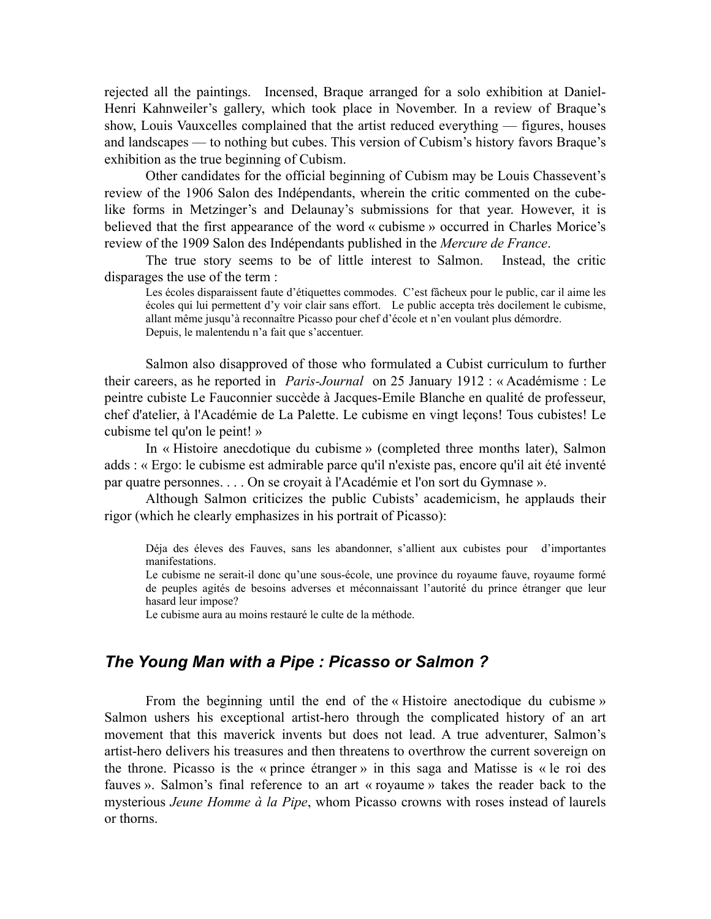rejected all the paintings. Incensed, Braque arranged for a solo exhibition at Daniel-Henri Kahnweiler's gallery, which took place in November. In a review of Braque's show, Louis Vauxcelles complained that the artist reduced everything — figures, houses and landscapes — to nothing but cubes. This version of Cubism's history favors Braque's exhibition as the true beginning of Cubism.

Other candidates for the official beginning of Cubism may be Louis Chassevent's review of the 1906 Salon des Indépendants, wherein the critic commented on the cube-like forms in Metzinger's and Delaunay's submissions for that year. However, it is believed that the first appearance of the word « cubisme » occurred in Charles Morice's review of the 1909 Salon des Indépendants published in the *Mercure de France*.

The true story seems to be of little interest to Salmon. Instead, the critic disparages the use of the term :

> Les écoles disparaissent faute d'étiquettes commodes. C'est fâcheux pour le public, car il aime les écoles qui lui permettent d'y voir clair sans effort. Le public accepta très docilement le cubisme, allant même jusqu'à reconnaître Picasso pour chef d'école et n'en voulant plus démordre.
> Depuis, le malentendu n'a fait que s'accentuer.

Salmon also disapproved of those who formulated a Cubist curriculum to further their careers, as he reported in *Paris-Journal* on 25 January 1912 : « Académisme : Le peintre cubiste Le Fauconnier succède à Jacques-Emile Blanche en qualité de professeur, chef d'atelier, à l'Académie de La Palette. Le cubisme en vingt leçons! Tous cubistes! Le cubisme tel qu'on le peint! »

In « Histoire anecdotique du cubisme » (completed three months later), Salmon adds : « Ergo: le cubisme est admirable parce qu'il n'existe pas, encore qu'il ait été inventé par quatre personnes. . . . On se croyait à l'Académie et l'on sort du Gymnase ».

Although Salmon criticizes the public Cubists' academicism, he applauds their rigor (which he clearly emphasizes in his portrait of Picasso):

> Déja des éleves des Fauves, sans les abandonner, s'allient aux cubistes pour d'importantes manifestations.
> Le cubisme ne serait-il donc qu'une sous-école, une province du royaume fauve, royaume formé de peuples agités de besoins adverses et méconnaissant l'autorité du prince étranger que leur hasard leur impose?
> Le cubisme aura au moins restauré le culte de la méthode.

## *The Young Man with a Pipe : Picasso or Salmon ?*

From the beginning until the end of the « Histoire anectodique du cubisme » Salmon ushers his exceptional artist-hero through the complicated history of an art movement that this maverick invents but does not lead. A true adventurer, Salmon's artist-hero delivers his treasures and then threatens to overthrow the current sovereign on the throne. Picasso is the « prince étranger » in this saga and Matisse is « le roi des fauves ». Salmon's final reference to an art « royaume » takes the reader back to the mysterious *Jeune Homme à la Pipe*, whom Picasso crowns with roses instead of laurels or thorns.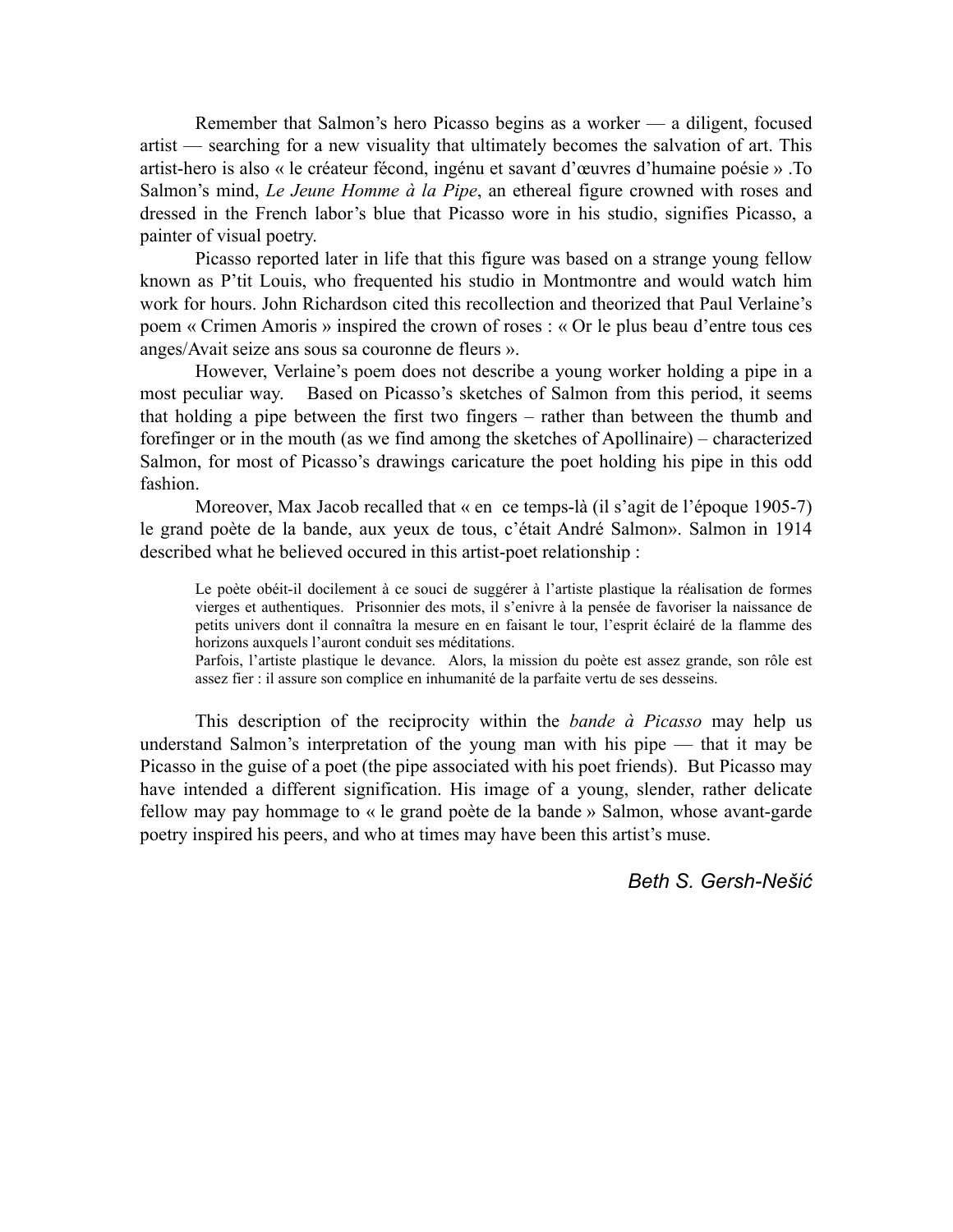Remember that Salmon's hero Picasso begins as a worker — a diligent, focused artist — searching for a new visuality that ultimately becomes the salvation of art. This artist-hero is also « le créateur fécond, ingénu et savant d'œuvres d'humaine poésie » .To Salmon's mind, *Le Jeune Homme à la Pipe*, an ethereal figure crowned with roses and dressed in the French labor's blue that Picasso wore in his studio, signifies Picasso, a painter of visual poetry.

Picasso reported later in life that this figure was based on a strange young fellow known as P'tit Louis, who frequented his studio in Montmontre and would watch him work for hours. John Richardson cited this recollection and theorized that Paul Verlaine's poem « Crimen Amoris » inspired the crown of roses : « Or le plus beau d'entre tous ces anges/Avait seize ans sous sa couronne de fleurs ».

However, Verlaine's poem does not describe a young worker holding a pipe in a most peculiar way. Based on Picasso's sketches of Salmon from this period, it seems that holding a pipe between the first two fingers – rather than between the thumb and forefinger or in the mouth (as we find among the sketches of Apollinaire) – characterized Salmon, for most of Picasso's drawings caricature the poet holding his pipe in this odd fashion.

Moreover, Max Jacob recalled that « en ce temps-là (il s'agit de l'époque 1905-7) le grand poète de la bande, aux yeux de tous, c'était André Salmon». Salmon in 1914 described what he believed occured in this artist-poet relationship :

> Le poète obéit-il docilement à ce souci de suggérer à l'artiste plastique la réalisation de formes vierges et authentiques. Prisonnier des mots, il s'enivre à la pensée de favoriser la naissance de petits univers dont il connaîtra la mesure en en faisant le tour, l'esprit éclairé de la flamme des horizons auxquels l'auront conduit ses méditations.
> Parfois, l'artiste plastique le devance. Alors, la mission du poète est assez grande, son rôle est assez fier : il assure son complice en inhumanité de la parfaite vertu de ses desseins.

This description of the reciprocity within the *bande à Picasso* may help us understand Salmon's interpretation of the young man with his pipe — that it may be Picasso in the guise of a poet (the pipe associated with his poet friends). But Picasso may have intended a different signification. His image of a young, slender, rather delicate fellow may pay hommage to « le grand poète de la bande » Salmon, whose avant-garde poetry inspired his peers, and who at times may have been this artist's muse.

*Beth S. Gersh-Nešić*